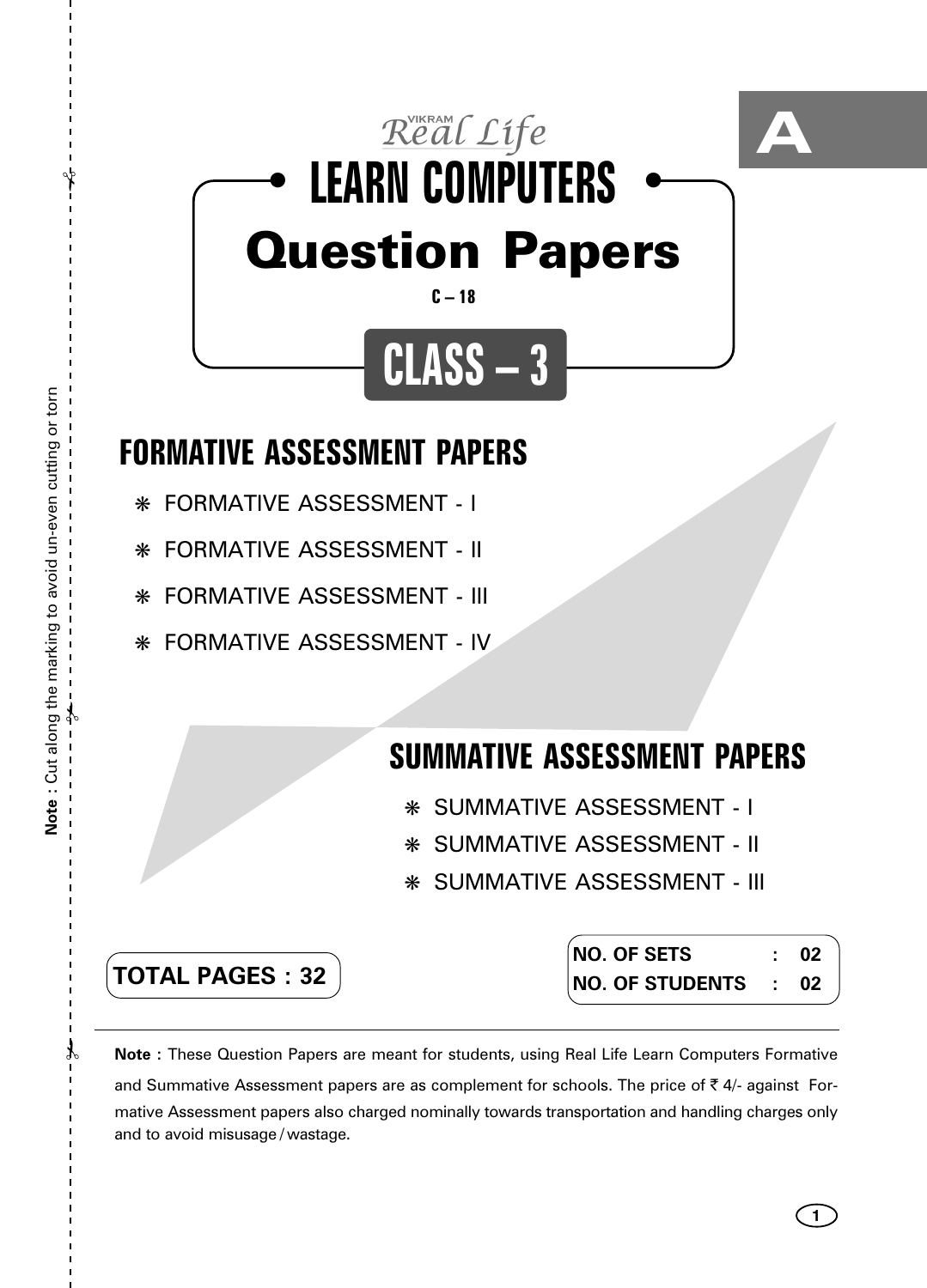A

VIKRAM *Real Life*

# LEARN COMPUTERS

# Question Papers

C – 18

## CLASS – 3

## FORMATIVE ASSESSMENT PAPERS

- FORMATIVE ASSESSMENT - I
- FORMATIVE ASSESSMENT - II
- FORMATIVE ASSESSMENT - III
- FORMATIVE ASSESSMENT - IV

## SUMMATIVE ASSESSMENT PAPERS

- SUMMATIVE ASSESSMENT - I
- SUMMATIVE ASSESSMENT - II
- SUMMATIVE ASSESSMENT - III

**TOTAL PAGES : 32**

**NO. OF SETS : 02**
**NO. OF STUDENTS : 02**

**Note :** These Question Papers are meant for students, using Real Life Learn Computers Formative and Summative Assessment papers are as complement for schools. The price of ₹ 4/- against Formative Assessment papers also charged nominally towards transportation and handling charges only and to avoid misusage / wastage.

**Note :** Cut along the marking to avoid un-even cutting or torn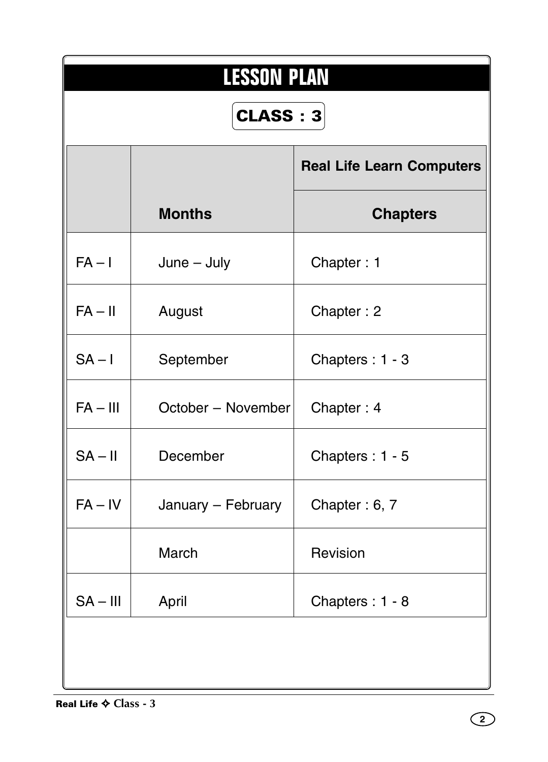# LESSON PLAN

## CLASS : 3

| | | Real Life Learn Computers |
|---|---|---|
| | **Months** | **Chapters** |
| FA – I | June – July | Chapter : 1 |
| FA – II | August | Chapter : 2 |
| SA – I | September | Chapters : 1 - 3 |
| FA – III | October – November | Chapter : 4 |
| SA – II | December | Chapters : 1 - 5 |
| FA – IV | January – February | Chapter : 6, 7 |
| | March | Revision |
| SA – III | April | Chapters : 1 - 8 |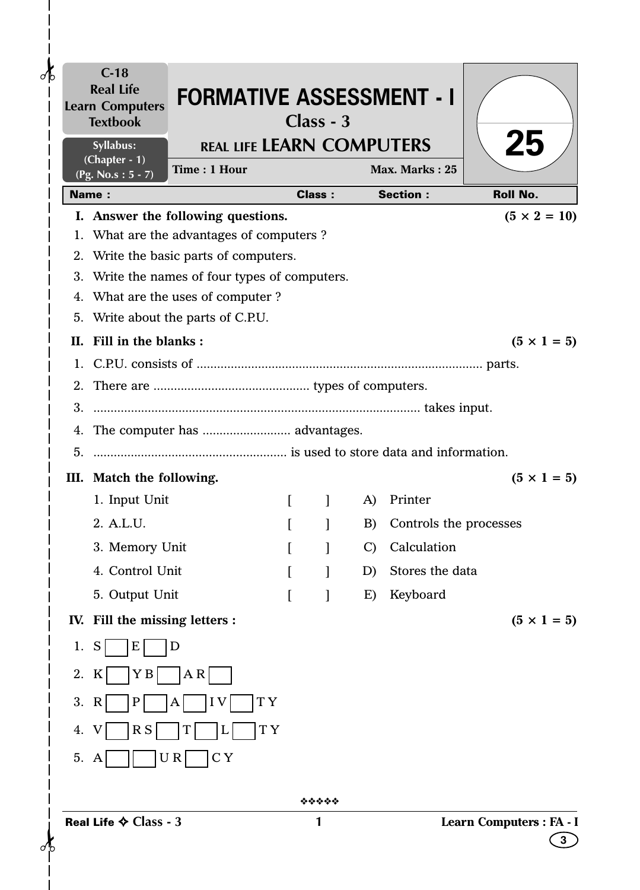| C-18 Real Life Learn Computers Textbook | **FORMATIVE ASSESSMENT - I** | 25 |
|---|---|---|
| Syllabus: (Chapter - 1) (Pg. No.s : 5 - 7) | Class - 3 REAL LIFE LEARN COMPUTERS | |
| | Time : 1 Hour Max. Marks : 25 | |

**Name :** **Class :** **Section :** **Roll No.**

## I. Answer the following questions. (5 × 2 = 10)

1. What are the advantages of computers ?
2. Write the basic parts of computers.
3. Write the names of four types of computers.
4. What are the uses of computer ?
5. Write about the parts of C.P.U.

## II. Fill in the blanks : (5 × 1 = 5)

1. C.P.U. consists of .................................................................................... parts.
2. There are ............................................. types of computers.
3. ............................................................................................... takes input.
4. The computer has .......................... advantages.
5. ........................................................ is used to store data and information.

## III. Match the following. (5 × 1 = 5)

| | | | |
|---|---|---|---|
| 1. Input Unit | [ ] | A) | Printer |
| 2. A.L.U. | [ ] | B) | Controls the processes |
| 3. Memory Unit | [ ] | C) | Calculation |
| 4. Control Unit | [ ] | D) | Stores the data |
| 5. Output Unit | [ ] | E) | Keyboard |

## IV. Fill the missing letters : (5 × 1 = 5)

1. S [ ] E [ ] D
2. K [ ] Y B [ ] A R [ ]
3. R [ ] P [ ] A [ ] I V [ ] T Y
4. V [ ] R S [ ] T [ ] L [ ] T Y
5. A [ ] [ ] U R [ ] C Y

❖❖❖❖❖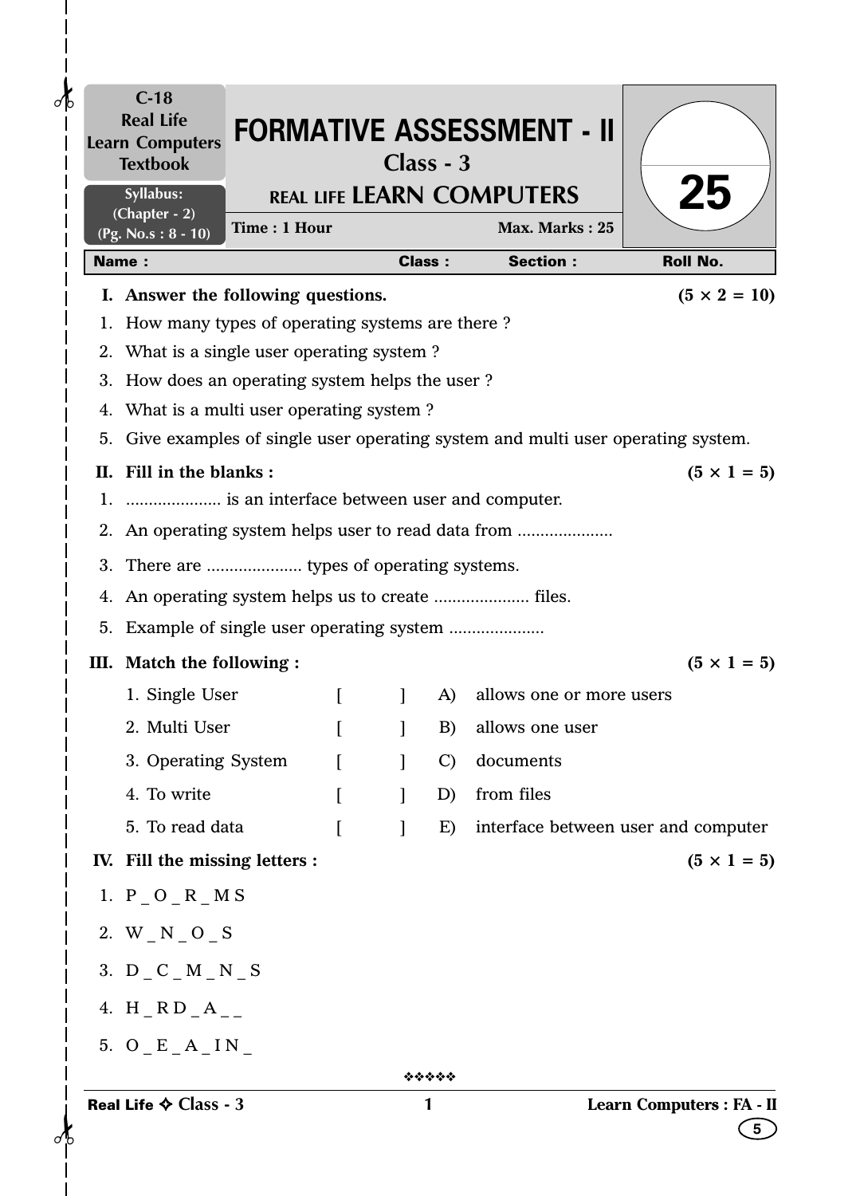C-18
Real Life
Learn Computers
Textbook

Syllabus:
(Chapter - 2)
(Pg. No.s : 8 - 10)

# FORMATIVE ASSESSMENT - II

## Class - 3

## REAL LIFE LEARN COMPUTERS

Time : 1 Hour | Max. Marks : 25

25

| Name : | Class : | Section : | Roll No. |
|---|---|---|---|

**I. Answer the following questions.** **(5 × 2 = 10)**

1. How many types of operating systems are there ?
2. What is a single user operating system ?
3. How does an operating system helps the user ?
4. What is a multi user operating system ?
5. Give examples of single user operating system and multi user operating system.

**II. Fill in the blanks :** **(5 × 1 = 5)**

1. ..................... is an interface between user and computer.
2. An operating system helps user to read data from .....................
3. There are ..................... types of operating systems.
4. An operating system helps us to create ..................... files.
5. Example of single user operating system .....................

**III. Match the following :** **(5 × 1 = 5)**

| | | | |
|---|---|---|---|
| 1. Single User | [ ] | A) | allows one or more users |
| 2. Multi User | [ ] | B) | allows one user |
| 3. Operating System | [ ] | C) | documents |
| 4. To write | [ ] | D) | from files |
| 5. To read data | [ ] | E) | interface between user and computer |

**IV. Fill the missing letters :** **(5 × 1 = 5)**

1. P _ O _ R _ M S
2. W _ N _ O _ S
3. D _ C _ M _ N _ S
4. H _ R D _ A _ _
5. O _ E _ A _ I N _

❖❖❖❖❖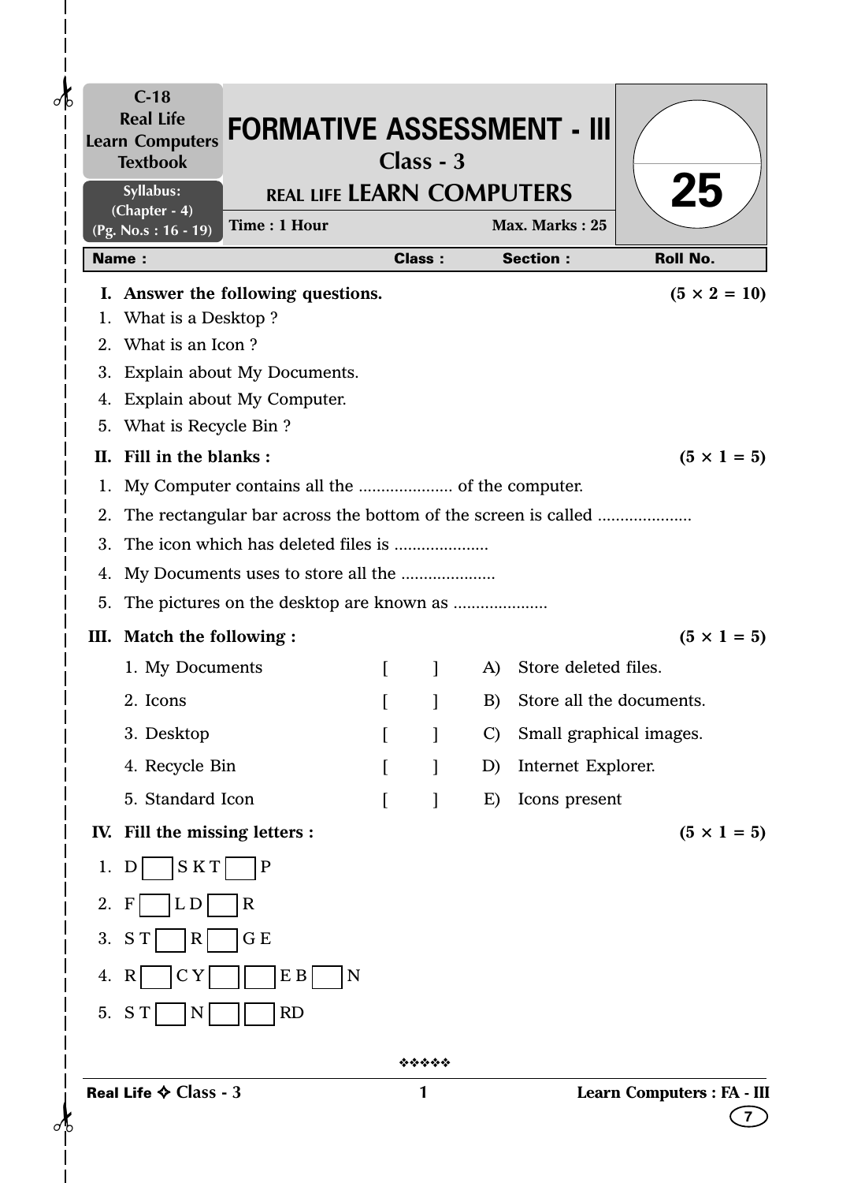C-18
Real Life
Learn Computers
Textbook

Syllabus:
(Chapter - 4)
(Pg. No.s : 16 - 19)

# FORMATIVE ASSESSMENT - III

**Class - 3**

**REAL LIFE LEARN COMPUTERS**

**Time : 1 Hour** **Max. Marks : 25**

**25**

| Name : | Class : | Section : | Roll No. |
|---|---|---|---|

**I. Answer the following questions.** **(5 × 2 = 10)**

1. What is a Desktop ?
2. What is an Icon ?
3. Explain about My Documents.
4. Explain about My Computer.
5. What is Recycle Bin ?

**II. Fill in the blanks :** **(5 × 1 = 5)**

1. My Computer contains all the ..................... of the computer.
2. The rectangular bar across the bottom of the screen is called .....................
3. The icon which has deleted files is .....................
4. My Documents uses to store all the .....................
5. The pictures on the desktop are known as .....................

**III. Match the following :** **(5 × 1 = 5)**

| | | | |
|---|---|---|---|
| 1. My Documents | [ ] | A) | Store deleted files. |
| 2. Icons | [ ] | B) | Store all the documents. |
| 3. Desktop | [ ] | C) | Small graphical images. |
| 4. Recycle Bin | [ ] | D) | Internet Explorer. |
| 5. Standard Icon | [ ] | E) | Icons present |

**IV. Fill the missing letters :** **(5 × 1 = 5)**

1. D [ ] S K T [ ] P
2. F [ ] L D [ ] R
3. S T [ ] R [ ] G E
4. R [ ] C Y [ ] [ ] E B [ ] N
5. S T [ ] N [ ] [ ] RD

❖❖❖❖❖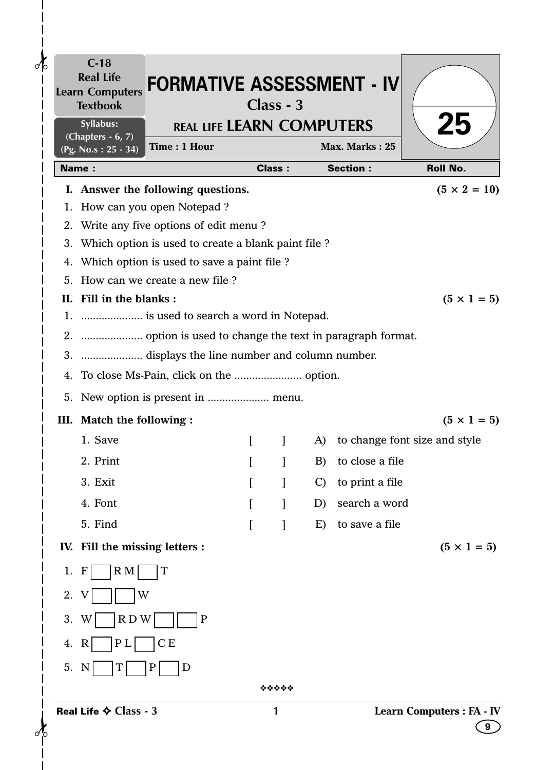C-18
Real Life
Learn Computers
Textbook

Syllabus:
(Chapters - 6, 7)
(Pg. No.s : 25 - 34)

# FORMATIVE ASSESSMENT - IV

## Class - 3

## REAL LIFE LEARN COMPUTERS

Time : 1 Hour | Max. Marks : 25

25

| Name : | Class : | Section : | Roll No. |
|---|---|---|---|

**I. Answer the following questions.** **(5 × 2 = 10)**

1. How can you open Notepad ?
2. Write any five options of edit menu ?
3. Which option is used to create a blank paint file ?
4. Which option is used to save a paint file ?
5. How can we create a new file ?

**II. Fill in the blanks :** **(5 × 1 = 5)**

1. ..................... is used to search a word in Notepad.
2. ..................... option is used to change the text in paragraph format.
3. ..................... displays the line number and column number.
4. To close Ms-Pain, click on the ....................... option.
5. New option is present in ..................... menu.

**III. Match the following :** **(5 × 1 = 5)**

| | | | |
|---|---|---|---|
| 1. Save | [ ] | A) | to change font size and style |
| 2. Print | [ ] | B) | to close a file |
| 3. Exit | [ ] | C) | to print a file |
| 4. Font | [ ] | D) | search a word |
| 5. Find | [ ] | E) | to save a file |

**IV. Fill the missing letters :** **(5 × 1 = 5)**

1. F [ ] R M [ ] T
2. V [ ] [ ] W
3. W [ ] R D W [ ] [ ] P
4. R [ ] P L [ ] C E
5. N [ ] T [ ] P [ ] D

❖❖❖❖❖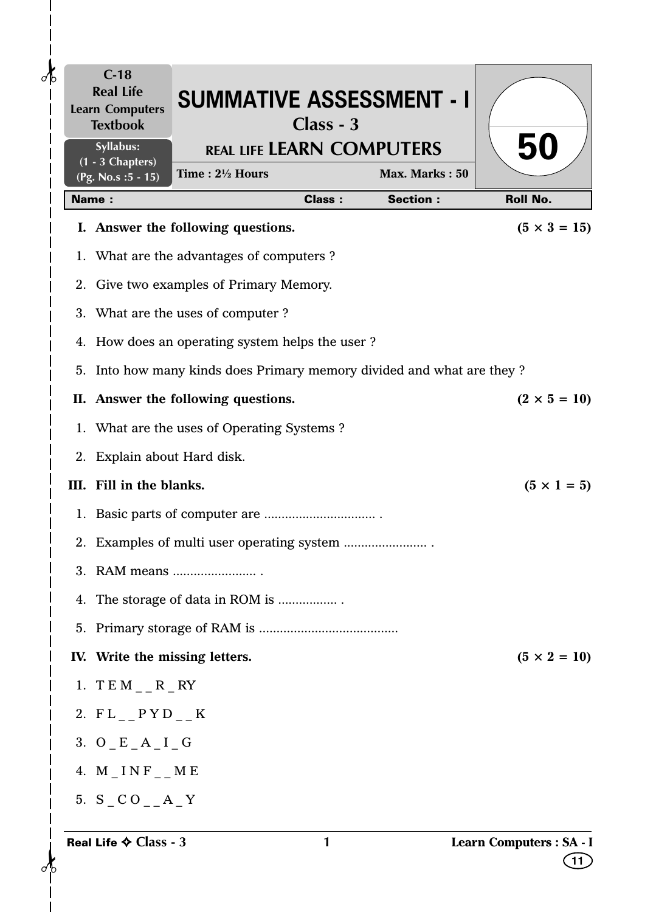C-18
Real Life
Learn Computers
Textbook

Syllabus:
(1 - 3 Chapters)
(Pg. No.s :5 - 15)

# SUMMATIVE ASSESSMENT - I

## Class - 3

## REAL LIFE LEARN COMPUTERS

Time : 2½ Hours | Max. Marks : 50

50

**Name :** | **Class :** | **Section :** | **Roll No.**

**I. Answer the following questions.** **(5 × 3 = 15)**

1. What are the advantages of computers ?
2. Give two examples of Primary Memory.
3. What are the uses of computer ?
4. How does an operating system helps the user ?
5. Into how many kinds does Primary memory divided and what are they ?

**II. Answer the following questions.** **(2 × 5 = 10)**

1. What are the uses of Operating Systems ?
2. Explain about Hard disk.

**III. Fill in the blanks.** **(5 × 1 = 5)**

1. Basic parts of computer are ................................ .
2. Examples of multi user operating system ........................ .
3. RAM means ........................ .
4. The storage of data in ROM is ................. .
5. Primary storage of RAM is .......................................

**IV. Write the missing letters.** **(5 × 2 = 10)**

1. T E M _ _ R _ RY
2. F L _ _ P Y D _ _ K
3. O _ E _ A _ I _ G
4. M _ I N F _ _ M E
5. S _ C O _ _ A _ Y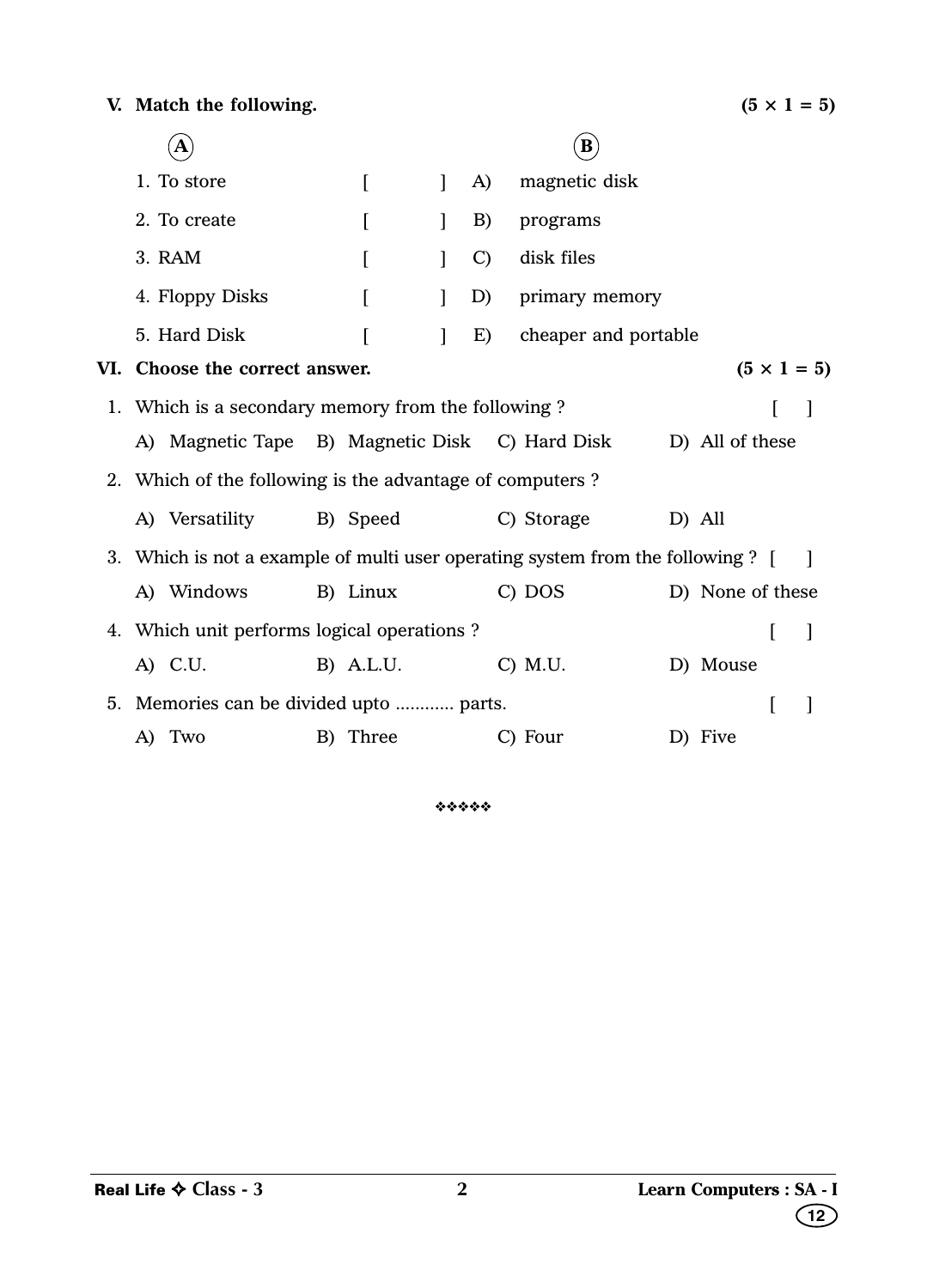**V. Match the following.** **(5 × 1 = 5)**

| A | | | B |
|---|---|---|---|
| 1. To store | [ ] | A) | magnetic disk |
| 2. To create | [ ] | B) | programs |
| 3. RAM | [ ] | C) | disk files |
| 4. Floppy Disks | [ ] | D) | primary memory |
| 5. Hard Disk | [ ] | E) | cheaper and portable |

**VI. Choose the correct answer.** **(5 × 1 = 5)**

1. Which is a secondary memory from the following ? [ ]
   A) Magnetic Tape B) Magnetic Disk C) Hard Disk D) All of these

2. Which of the following is the advantage of computers ?
   A) Versatility B) Speed C) Storage D) All

3. Which is not a example of multi user operating system from the following ? [ ]
   A) Windows B) Linux C) DOS D) None of these

4. Which unit performs logical operations ? [ ]
   A) C.U. B) A.L.U. C) M.U. D) Mouse

5. Memories can be divided upto ............ parts. [ ]
   A) Two B) Three C) Four D) Five

❖❖❖❖❖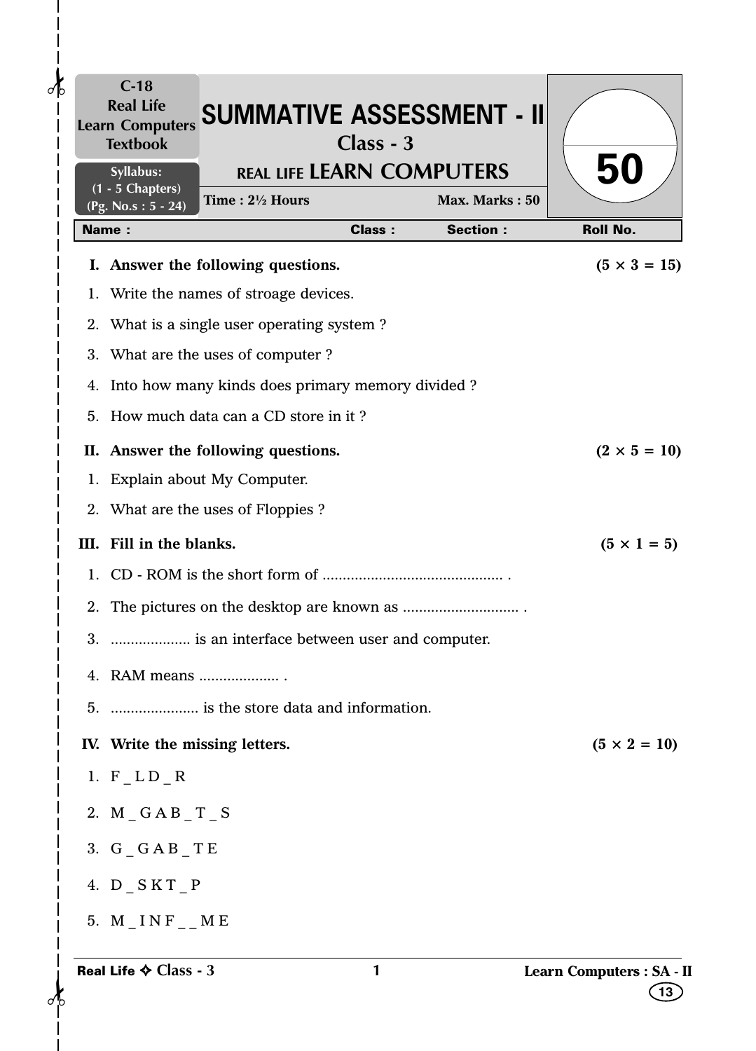C-18
Real Life
Learn Computers
Textbook

Syllabus:
(1 - 5 Chapters)
(Pg. No.s : 5 - 24)

# SUMMATIVE ASSESSMENT - II

## Class - 3

## REAL LIFE LEARN COMPUTERS

Time : 2½ Hours | Max. Marks : 50

**50**

| Name : | Class : | Section : | Roll No. |
|---|---|---|---|

**I. Answer the following questions.** **(5 × 3 = 15)**

1. Write the names of stroage devices.
2. What is a single user operating system ?
3. What are the uses of computer ?
4. Into how many kinds does primary memory divided ?
5. How much data can a CD store in it ?

**II. Answer the following questions.** **(2 × 5 = 10)**

1. Explain about My Computer.
2. What are the uses of Floppies ?

**III. Fill in the blanks.** **(5 × 1 = 5)**

1. CD - ROM is the short form of ............................................. .
2. The pictures on the desktop are known as ............................ .
3. .................... is an interface between user and computer.
4. RAM means .................... .
5. ...................... is the store data and information.

**IV. Write the missing letters.** **(5 × 2 = 10)**

1. F _ L D _ R
2. M _ G A B _ T _ S
3. G _ G A B _ T E
4. D _ S K T _ P
5. M _ I N F _ _ M E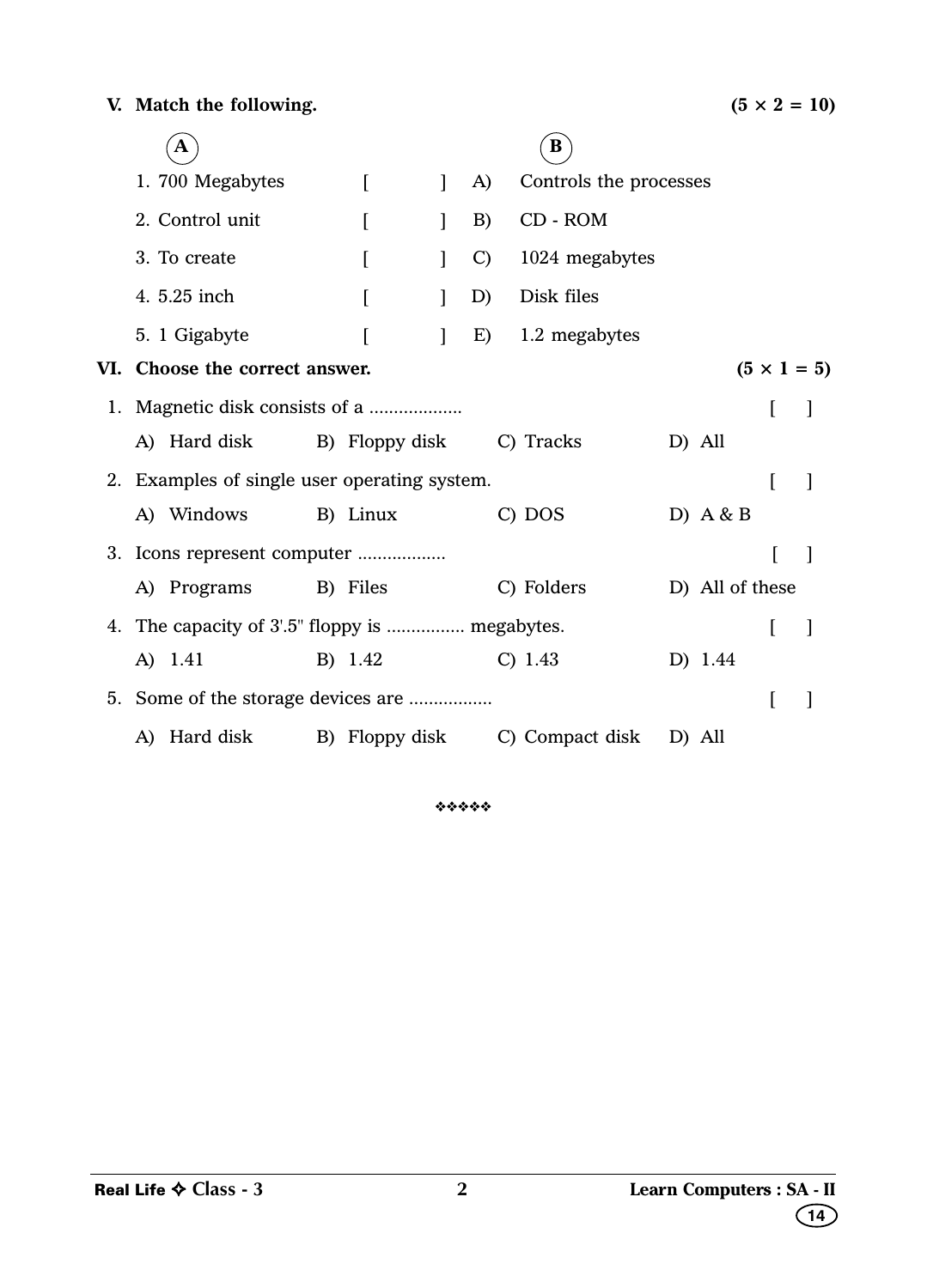**V. Match the following.** **(5 × 2 = 10)**

| A | | | B |
|---|---|---|---|
| 1. 700 Megabytes | [ ] | A) | Controls the processes |
| 2. Control unit | [ ] | B) | CD - ROM |
| 3. To create | [ ] | C) | 1024 megabytes |
| 4. 5.25 inch | [ ] | D) | Disk files |
| 5. 1 Gigabyte | [ ] | E) | 1.2 megabytes |

**VI. Choose the correct answer.** **(5 × 1 = 5)**

1. Magnetic disk consists of a .................. [ ]

   A) Hard disk  B) Floppy disk  C) Tracks  D) All

2. Examples of single user operating system. [ ]

   A) Windows  B) Linux  C) DOS  D) A & B

3. Icons represent computer ................. [ ]

   A) Programs  B) Files  C) Folders  D) All of these

4. The capacity of 3'.5" floppy is ............... megabytes. [ ]

   A) 1.41  B) 1.42  C) 1.43  D) 1.44

5. Some of the storage devices are ................ [ ]

   A) Hard disk  B) Floppy disk  C) Compact disk  D) All

❖❖❖❖❖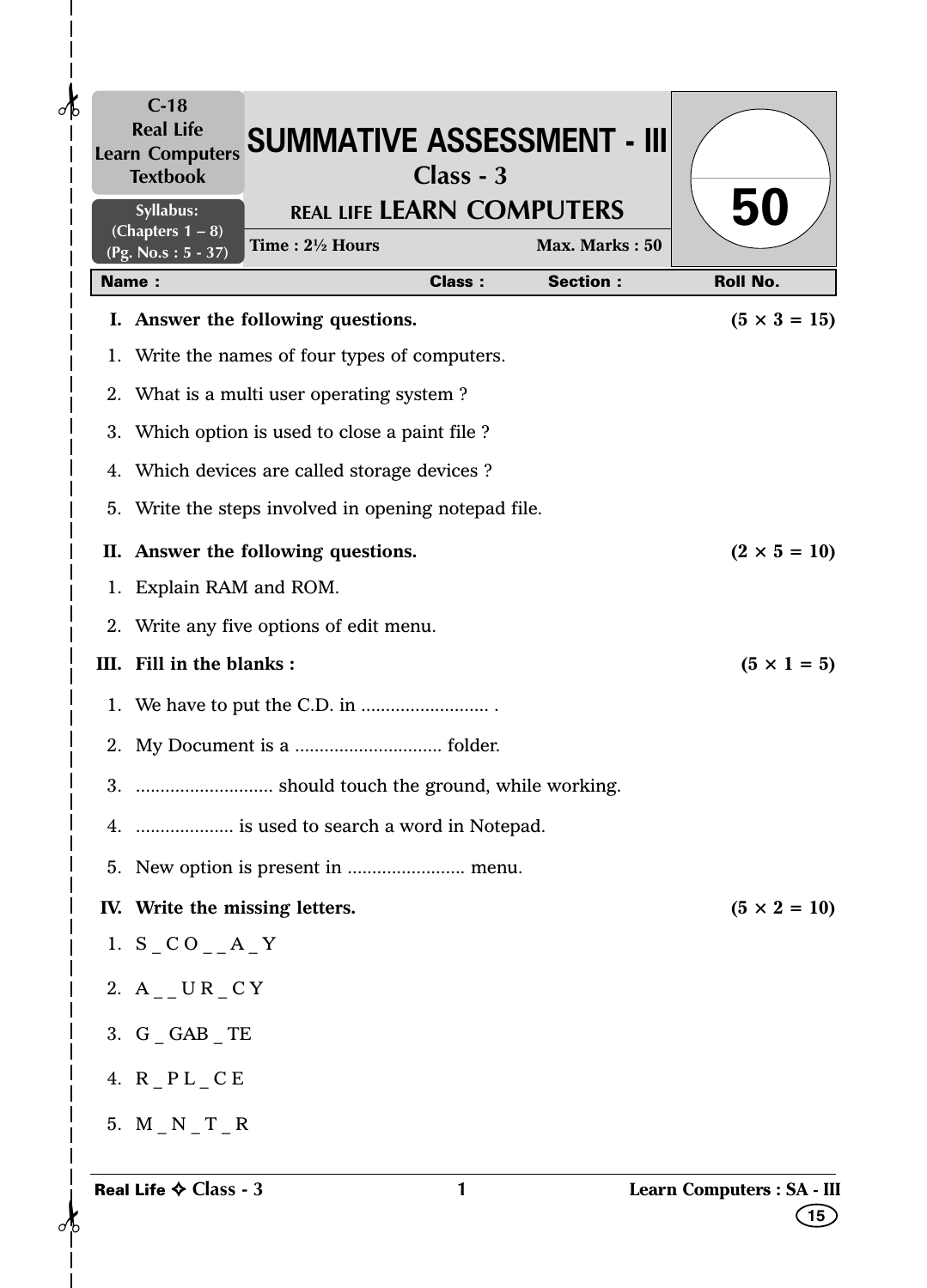C-18
Real Life
Learn Computers
Textbook

Syllabus:
(Chapters 1 – 8)
(Pg. No.s : 5 - 37)

# SUMMATIVE ASSESSMENT - III

## Class - 3

## REAL LIFE LEARN COMPUTERS

Time : 2½ Hours | Max. Marks : 50

50

| Name : | Class : | Section : | Roll No. |
|---|---|---|---|

**I. Answer the following questions.** **(5 × 3 = 15)**

1. Write the names of four types of computers.
2. What is a multi user operating system ?
3. Which option is used to close a paint file ?
4. Which devices are called storage devices ?
5. Write the steps involved in opening notepad file.

**II. Answer the following questions.** **(2 × 5 = 10)**

1. Explain RAM and ROM.
2. Write any five options of edit menu.

**III. Fill in the blanks :** **(5 × 1 = 5)**

1. We have to put the C.D. in .......................... .
2. My Document is a ............................. folder.
3. ........................... should touch the ground, while working.
4. .................... is used to search a word in Notepad.
5. New option is present in ........................ menu.

**IV. Write the missing letters.** **(5 × 2 = 10)**

1. S _ C O _ _ A _ Y
2. A _ _ U R _ C Y
3. G _ GAB _ TE
4. R _ P L _ C E
5. M _ N _ T _ R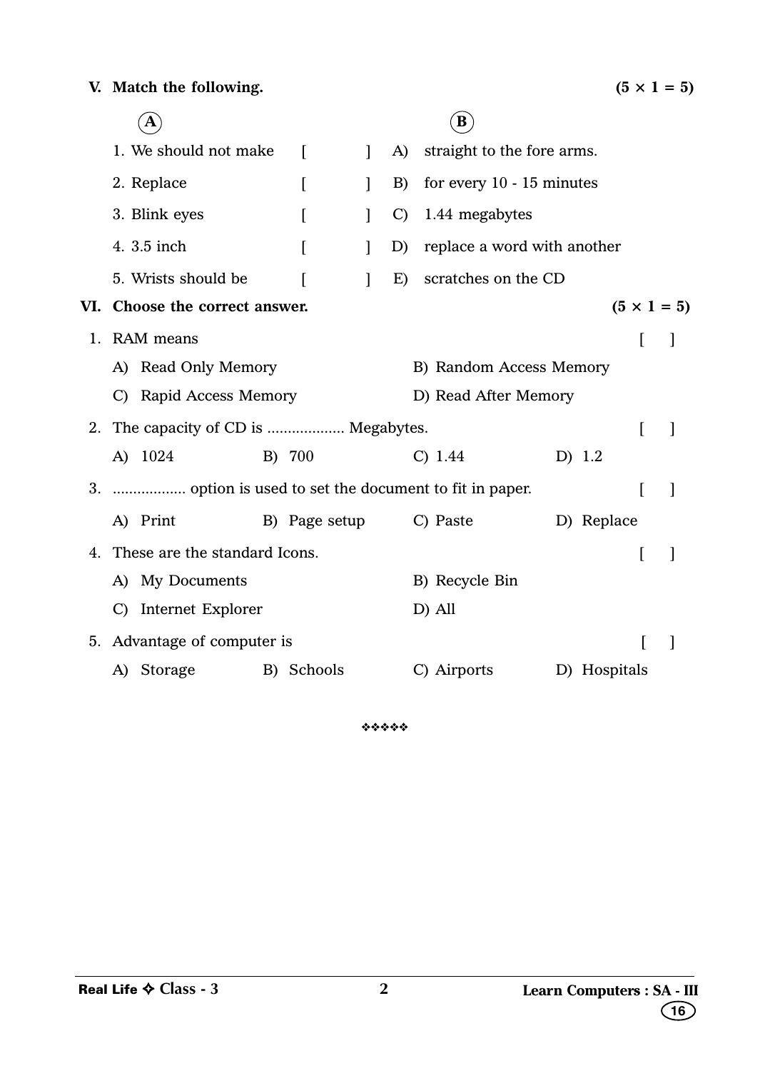## V. Match the following. (5 × 1 = 5)

| A | | | B |
|---|---|---|---|
| 1. We should not make | [ ] | A) | straight to the fore arms. |
| 2. Replace | [ ] | B) | for every 10 - 15 minutes |
| 3. Blink eyes | [ ] | C) | 1.44 megabytes |
| 4. 3.5 inch | [ ] | D) | replace a word with another |
| 5. Wrists should be | [ ] | E) | scratches on the CD |

## VI. Choose the correct answer. (5 × 1 = 5)

1. RAM means [ ]

   A) Read Only Memory  B) Random Access Memory

   C) Rapid Access Memory  D) Read After Memory

2. The capacity of CD is .................. Megabytes. [ ]

   A) 1024  B) 700  C) 1.44  D) 1.2

3. ................. option is used to set the document to fit in paper. [ ]

   A) Print  B) Page setup  C) Paste  D) Replace

4. These are the standard Icons. [ ]

   A) My Documents  B) Recycle Bin

   C) Internet Explorer  D) All

5. Advantage of computer is [ ]

   A) Storage  B) Schools  C) Airports  D) Hospitals

❖❖❖❖❖